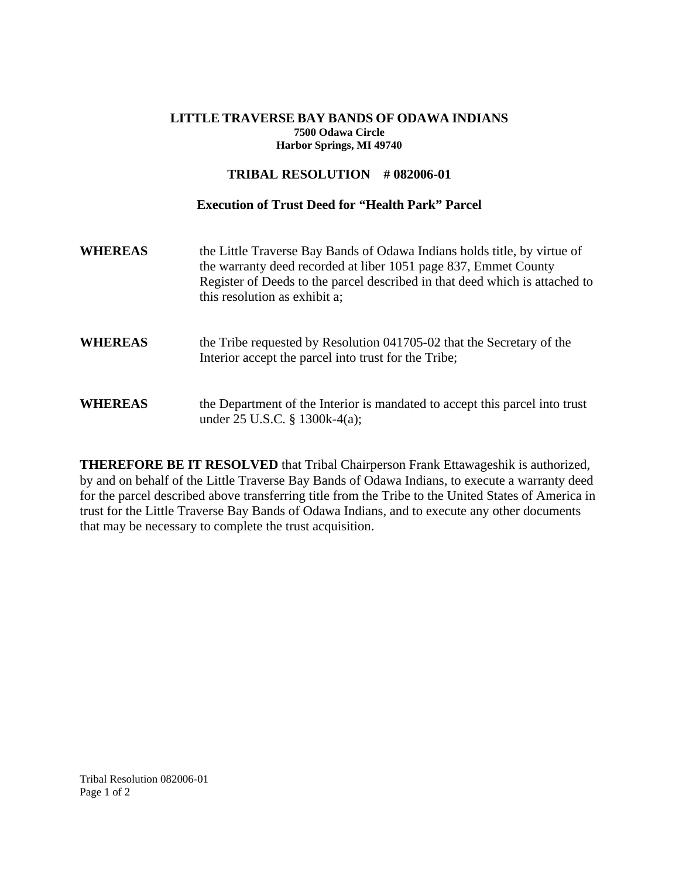**LITTLE TRAVERSE BAY BANDS OF ODAWA INDIANS**
**7500 Odawa Circle**
**Harbor Springs, MI 49740**

# TRIBAL RESOLUTION # 082006-01

## Execution of Trust Deed for "Health Park" Parcel

**WHEREAS** the Little Traverse Bay Bands of Odawa Indians holds title, by virtue of the warranty deed recorded at liber 1051 page 837, Emmet County Register of Deeds to the parcel described in that deed which is attached to this resolution as exhibit a;

**WHEREAS** the Tribe requested by Resolution 041705-02 that the Secretary of the Interior accept the parcel into trust for the Tribe;

**WHEREAS** the Department of the Interior is mandated to accept this parcel into trust under 25 U.S.C. § 1300k-4(a);

**THEREFORE BE IT RESOLVED** that Tribal Chairperson Frank Ettawageshik is authorized, by and on behalf of the Little Traverse Bay Bands of Odawa Indians, to execute a warranty deed for the parcel described above transferring title from the Tribe to the United States of America in trust for the Little Traverse Bay Bands of Odawa Indians, and to execute any other documents that may be necessary to complete the trust acquisition.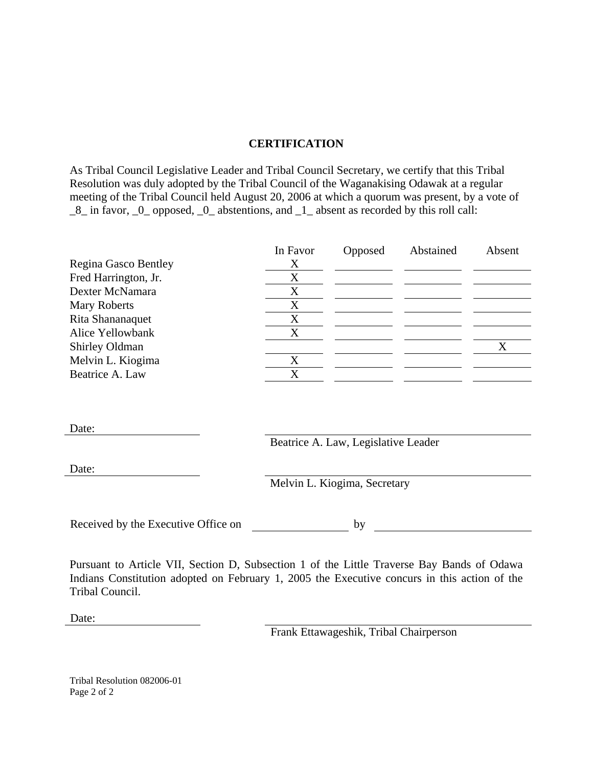## CERTIFICATION

As Tribal Council Legislative Leader and Tribal Council Secretary, we certify that this Tribal Resolution was duly adopted by the Tribal Council of the Waganakising Odawak at a regular meeting of the Tribal Council held August 20, 2006 at which a quorum was present, by a vote of _8_ in favor, _0_ opposed, _0_ abstentions, and _1_ absent as recorded by this roll call:

| | In Favor | Opposed | Abstained | Absent |
|---|---|---|---|---|
| Regina Gasco Bentley | X | | | |
| Fred Harrington, Jr. | X | | | |
| Dexter McNamara | X | | | |
| Mary Roberts | X | | | |
| Rita Shananaquet | X | | | |
| Alice Yellowbank | X | | | |
| Shirley Oldman | | | | X |
| Melvin L. Kiogima | X | | | |
| Beatrice A. Law | X | | | |

Date: ____________________ ________________________________________
Beatrice A. Law, Legislative Leader

Date: ____________________ ________________________________________
Melvin L. Kiogima, Secretary

Received by the Executive Office on ______________ by ______________________

Pursuant to Article VII, Section D, Subsection 1 of the Little Traverse Bay Bands of Odawa Indians Constitution adopted on February 1, 2005 the Executive concurs in this action of the Tribal Council.

Date: ____________________ ________________________________________
Frank Ettawageshik, Tribal Chairperson

Tribal Resolution 082006-01